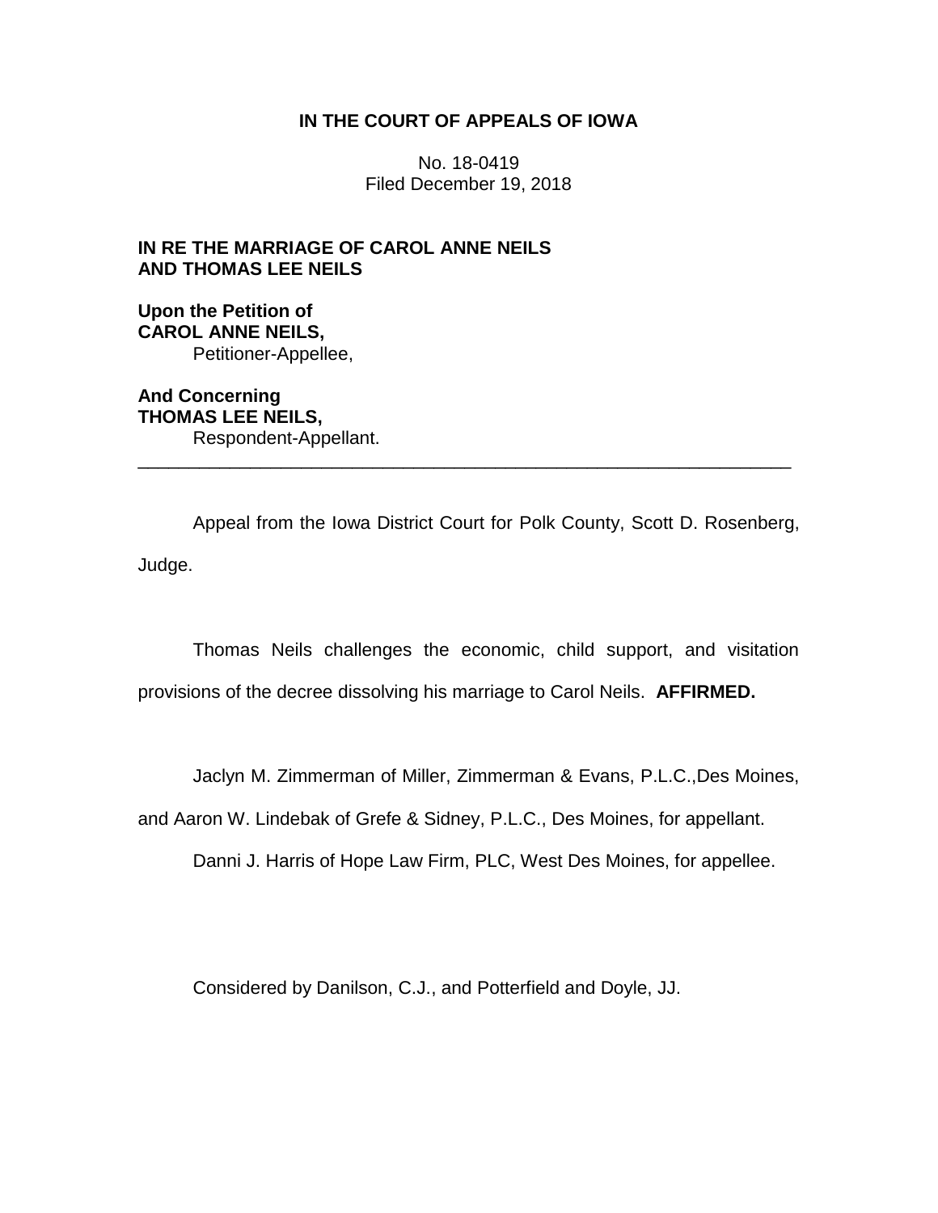**IN THE COURT OF APPEALS OF IOWA**

No. 18-0419
Filed December 19, 2018

**IN RE THE MARRIAGE OF CAROL ANNE NEILS AND THOMAS LEE NEILS**

**Upon the Petition of**
**CAROL ANNE NEILS,**
Petitioner-Appellee,

**And Concerning**
**THOMAS LEE NEILS,**
Respondent-Appellant.

---

Appeal from the Iowa District Court for Polk County, Scott D. Rosenberg, Judge.

Thomas Neils challenges the economic, child support, and visitation provisions of the decree dissolving his marriage to Carol Neils. **AFFIRMED.**

Jaclyn M. Zimmerman of Miller, Zimmerman & Evans, P.L.C.,Des Moines, and Aaron W. Lindebak of Grefe & Sidney, P.L.C., Des Moines, for appellant.

Danni J. Harris of Hope Law Firm, PLC, West Des Moines, for appellee.

Considered by Danilson, C.J., and Potterfield and Doyle, JJ.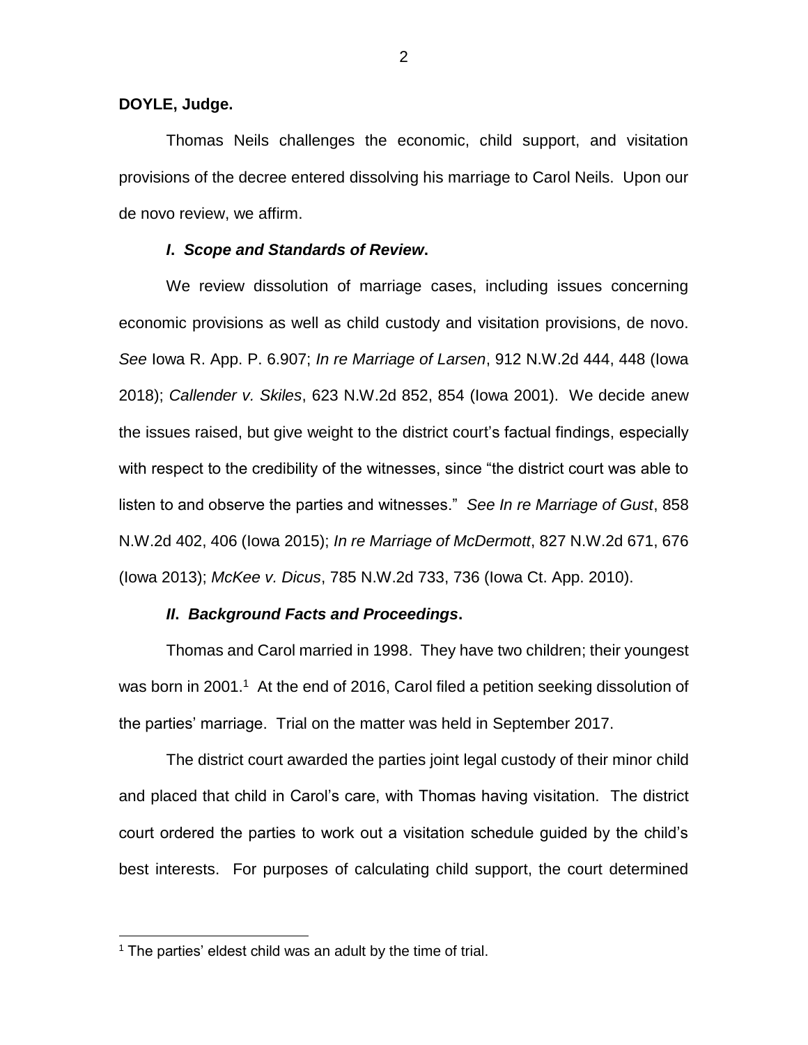**DOYLE, Judge.**

Thomas Neils challenges the economic, child support, and visitation provisions of the decree entered dissolving his marriage to Carol Neils. Upon our de novo review, we affirm.

### *I. Scope and Standards of Review.*

We review dissolution of marriage cases, including issues concerning economic provisions as well as child custody and visitation provisions, de novo. *See* Iowa R. App. P. 6.907; *In re Marriage of Larsen*, 912 N.W.2d 444, 448 (Iowa 2018); *Callender v. Skiles*, 623 N.W.2d 852, 854 (Iowa 2001). We decide anew the issues raised, but give weight to the district court's factual findings, especially with respect to the credibility of the witnesses, since "the district court was able to listen to and observe the parties and witnesses." *See In re Marriage of Gust*, 858 N.W.2d 402, 406 (Iowa 2015); *In re Marriage of McDermott*, 827 N.W.2d 671, 676 (Iowa 2013); *McKee v. Dicus*, 785 N.W.2d 733, 736 (Iowa Ct. App. 2010).

### *II. Background Facts and Proceedings.*

Thomas and Carol married in 1998. They have two children; their youngest was born in 2001.[1] At the end of 2016, Carol filed a petition seeking dissolution of the parties' marriage. Trial on the matter was held in September 2017.

The district court awarded the parties joint legal custody of their minor child and placed that child in Carol's care, with Thomas having visitation. The district court ordered the parties to work out a visitation schedule guided by the child's best interests. For purposes of calculating child support, the court determined

[1] The parties' eldest child was an adult by the time of trial.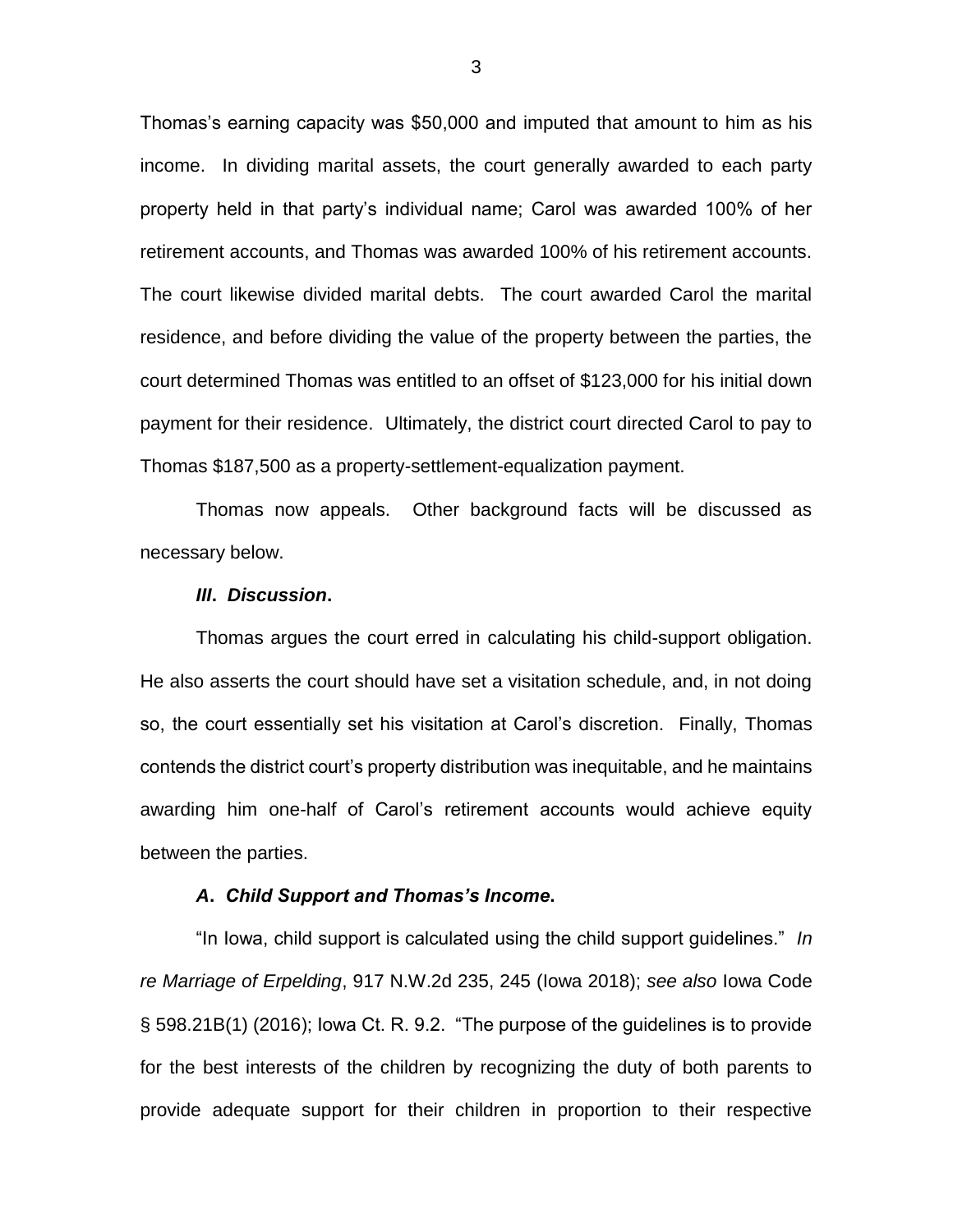Thomas's earning capacity was $50,000 and imputed that amount to him as his income. In dividing marital assets, the court generally awarded to each party property held in that party's individual name; Carol was awarded 100% of her retirement accounts, and Thomas was awarded 100% of his retirement accounts. The court likewise divided marital debts. The court awarded Carol the marital residence, and before dividing the value of the property between the parties, the court determined Thomas was entitled to an offset of $123,000 for his initial down payment for their residence. Ultimately, the district court directed Carol to pay to Thomas $187,500 as a property-settlement-equalization payment.

Thomas now appeals. Other background facts will be discussed as necessary below.

### ***III*. *Discussion*.**

Thomas argues the court erred in calculating his child-support obligation. He also asserts the court should have set a visitation schedule, and, in not doing so, the court essentially set his visitation at Carol's discretion. Finally, Thomas contends the district court's property distribution was inequitable, and he maintains awarding him one-half of Carol's retirement accounts would achieve equity between the parties.

#### ***A*. *Child Support and Thomas's Income*.**

"In Iowa, child support is calculated using the child support guidelines." *In re Marriage of Erpelding*, 917 N.W.2d 235, 245 (Iowa 2018); *see also* Iowa Code § 598.21B(1) (2016); Iowa Ct. R. 9.2. "The purpose of the guidelines is to provide for the best interests of the children by recognizing the duty of both parents to provide adequate support for their children in proportion to their respective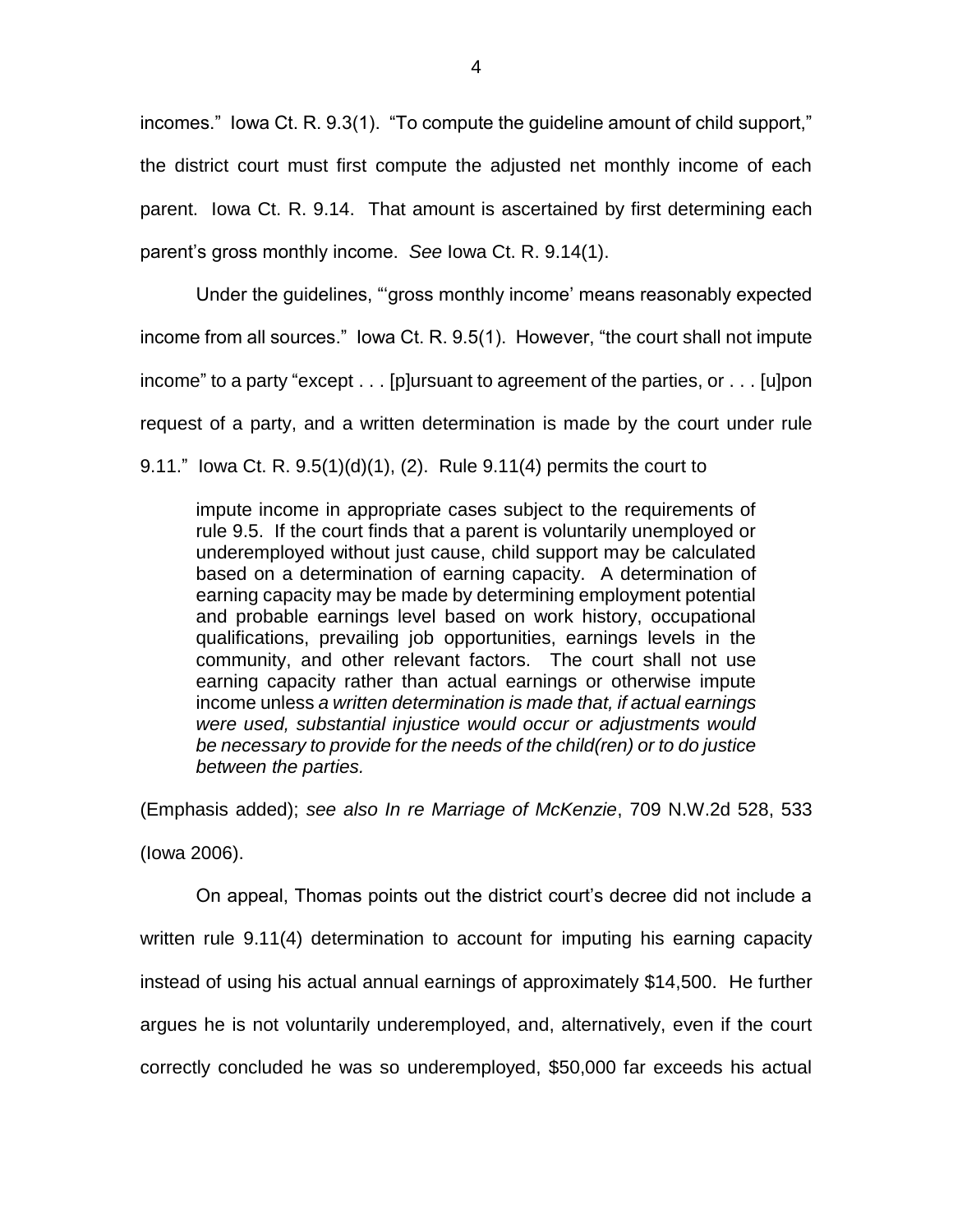incomes." Iowa Ct. R. 9.3(1). "To compute the guideline amount of child support," the district court must first compute the adjusted net monthly income of each parent. Iowa Ct. R. 9.14. That amount is ascertained by first determining each parent's gross monthly income. *See* Iowa Ct. R. 9.14(1).

Under the guidelines, "'gross monthly income' means reasonably expected income from all sources." Iowa Ct. R. 9.5(1). However, "the court shall not impute income" to a party "except . . . [p]ursuant to agreement of the parties, or . . . [u]pon request of a party, and a written determination is made by the court under rule 9.11." Iowa Ct. R. 9.5(1)(d)(1), (2). Rule 9.11(4) permits the court to

> impute income in appropriate cases subject to the requirements of rule 9.5. If the court finds that a parent is voluntarily unemployed or underemployed without just cause, child support may be calculated based on a determination of earning capacity. A determination of earning capacity may be made by determining employment potential and probable earnings level based on work history, occupational qualifications, prevailing job opportunities, earnings levels in the community, and other relevant factors. The court shall not use earning capacity rather than actual earnings or otherwise impute income unless *a written determination is made that, if actual earnings were used, substantial injustice would occur or adjustments would be necessary to provide for the needs of the child(ren) or to do justice between the parties.*

(Emphasis added); *see also In re Marriage of McKenzie*, 709 N.W.2d 528, 533 (Iowa 2006).

On appeal, Thomas points out the district court's decree did not include a written rule 9.11(4) determination to account for imputing his earning capacity instead of using his actual annual earnings of approximately $14,500. He further argues he is not voluntarily underemployed, and, alternatively, even if the court correctly concluded he was so underemployed, $50,000 far exceeds his actual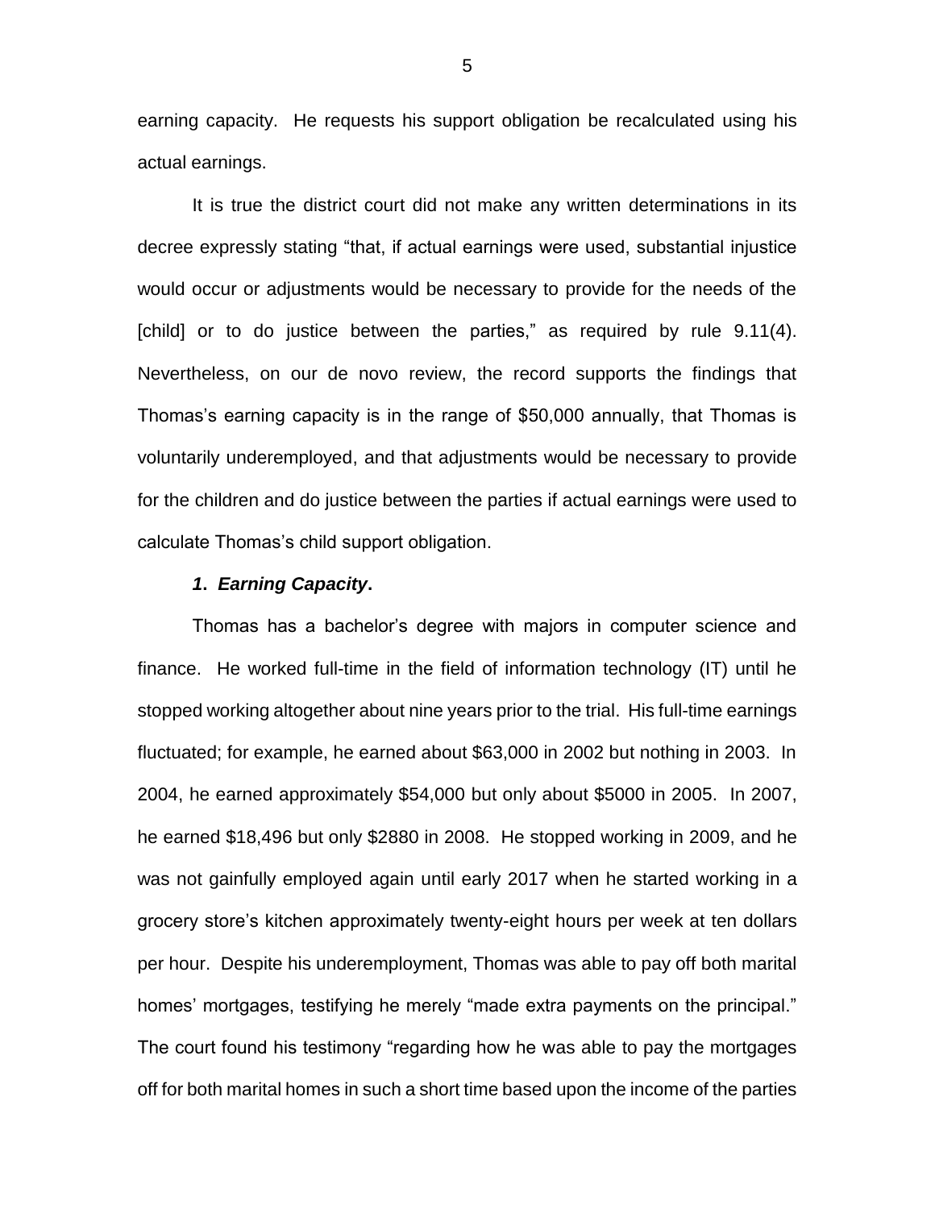earning capacity. He requests his support obligation be recalculated using his actual earnings.

It is true the district court did not make any written determinations in its decree expressly stating "that, if actual earnings were used, substantial injustice would occur or adjustments would be necessary to provide for the needs of the [child] or to do justice between the parties," as required by rule 9.11(4). Nevertheless, on our de novo review, the record supports the findings that Thomas's earning capacity is in the range of $50,000 annually, that Thomas is voluntarily underemployed, and that adjustments would be necessary to provide for the children and do justice between the parties if actual earnings were used to calculate Thomas's child support obligation.

***1. Earning Capacity.***

Thomas has a bachelor's degree with majors in computer science and finance. He worked full-time in the field of information technology (IT) until he stopped working altogether about nine years prior to the trial. His full-time earnings fluctuated; for example, he earned about $63,000 in 2002 but nothing in 2003. In 2004, he earned approximately $54,000 but only about $5000 in 2005. In 2007, he earned $18,496 but only $2880 in 2008. He stopped working in 2009, and he was not gainfully employed again until early 2017 when he started working in a grocery store's kitchen approximately twenty-eight hours per week at ten dollars per hour. Despite his underemployment, Thomas was able to pay off both marital homes' mortgages, testifying he merely "made extra payments on the principal." The court found his testimony "regarding how he was able to pay the mortgages off for both marital homes in such a short time based upon the income of the parties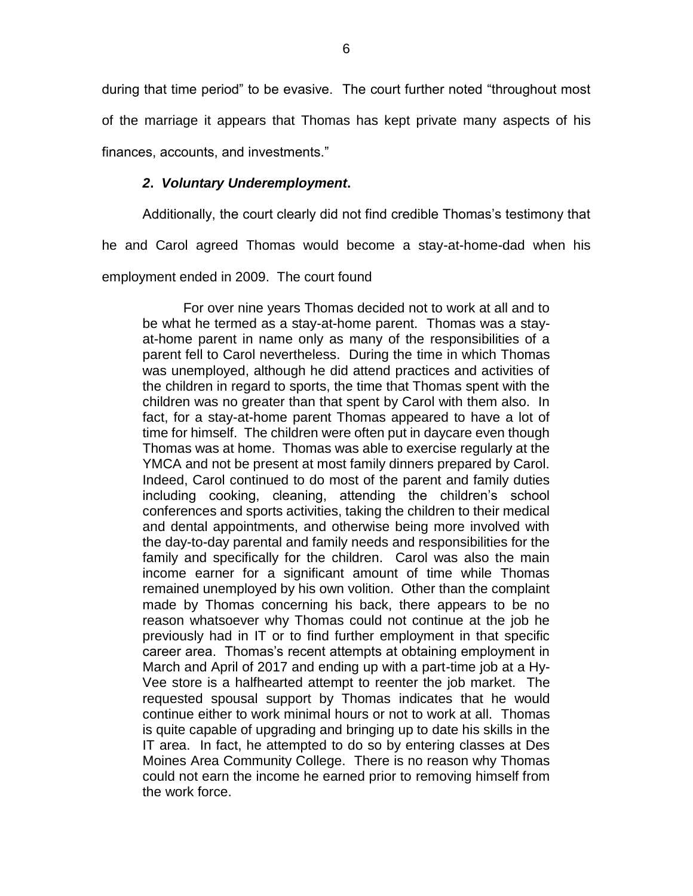during that time period" to be evasive. The court further noted "throughout most of the marriage it appears that Thomas has kept private many aspects of his finances, accounts, and investments."

### *2. Voluntary Underemployment.*

Additionally, the court clearly did not find credible Thomas's testimony that he and Carol agreed Thomas would become a stay-at-home-dad when his employment ended in 2009. The court found

> For over nine years Thomas decided not to work at all and to be what he termed as a stay-at-home parent. Thomas was a stay-at-home parent in name only as many of the responsibilities of a parent fell to Carol nevertheless. During the time in which Thomas was unemployed, although he did attend practices and activities of the children in regard to sports, the time that Thomas spent with the children was no greater than that spent by Carol with them also. In fact, for a stay-at-home parent Thomas appeared to have a lot of time for himself. The children were often put in daycare even though Thomas was at home. Thomas was able to exercise regularly at the YMCA and not be present at most family dinners prepared by Carol. Indeed, Carol continued to do most of the parent and family duties including cooking, cleaning, attending the children's school conferences and sports activities, taking the children to their medical and dental appointments, and otherwise being more involved with the day-to-day parental and family needs and responsibilities for the family and specifically for the children. Carol was also the main income earner for a significant amount of time while Thomas remained unemployed by his own volition. Other than the complaint made by Thomas concerning his back, there appears to be no reason whatsoever why Thomas could not continue at the job he previously had in IT or to find further employment in that specific career area. Thomas's recent attempts at obtaining employment in March and April of 2017 and ending up with a part-time job at a Hy-Vee store is a halfhearted attempt to reenter the job market. The requested spousal support by Thomas indicates that he would continue either to work minimal hours or not to work at all. Thomas is quite capable of upgrading and bringing up to date his skills in the IT area. In fact, he attempted to do so by entering classes at Des Moines Area Community College. There is no reason why Thomas could not earn the income he earned prior to removing himself from the work force.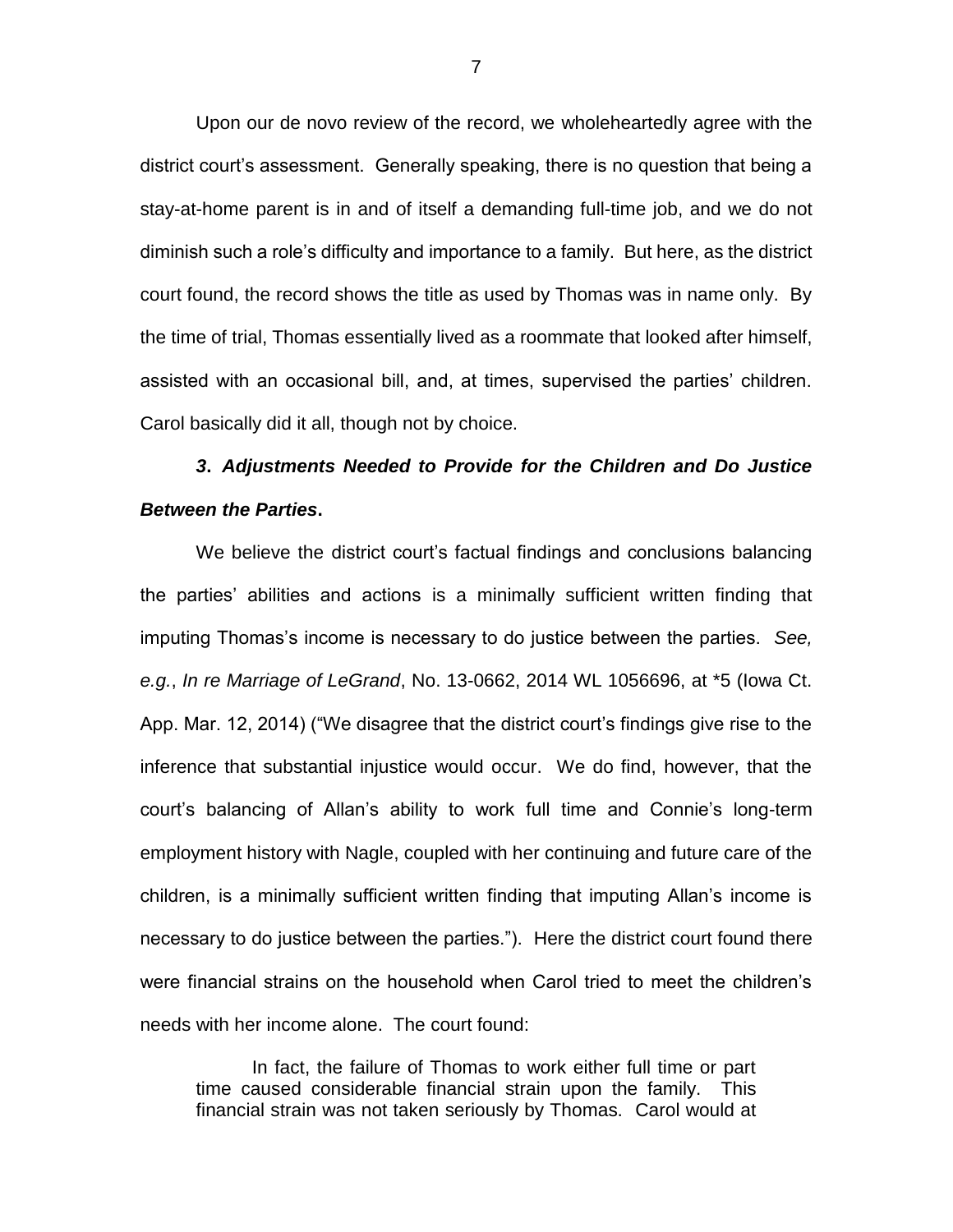Upon our de novo review of the record, we wholeheartedly agree with the district court's assessment. Generally speaking, there is no question that being a stay-at-home parent is in and of itself a demanding full-time job, and we do not diminish such a role's difficulty and importance to a family. But here, as the district court found, the record shows the title as used by Thomas was in name only. By the time of trial, Thomas essentially lived as a roommate that looked after himself, assisted with an occasional bill, and, at times, supervised the parties' children. Carol basically did it all, though not by choice.

### *3. Adjustments Needed to Provide for the Children and Do Justice Between the Parties.*

We believe the district court's factual findings and conclusions balancing the parties' abilities and actions is a minimally sufficient written finding that imputing Thomas's income is necessary to do justice between the parties. *See, e.g.*, *In re Marriage of LeGrand*, No. 13-0662, 2014 WL 1056696, at *5 (Iowa Ct. App. Mar. 12, 2014) ("We disagree that the district court's findings give rise to the inference that substantial injustice would occur. We do find, however, that the court's balancing of Allan's ability to work full time and Connie's long-term employment history with Nagle, coupled with her continuing and future care of the children, is a minimally sufficient written finding that imputing Allan's income is necessary to do justice between the parties."). Here the district court found there were financial strains on the household when Carol tried to meet the children's needs with her income alone. The court found:

> In fact, the failure of Thomas to work either full time or part time caused considerable financial strain upon the family. This financial strain was not taken seriously by Thomas. Carol would at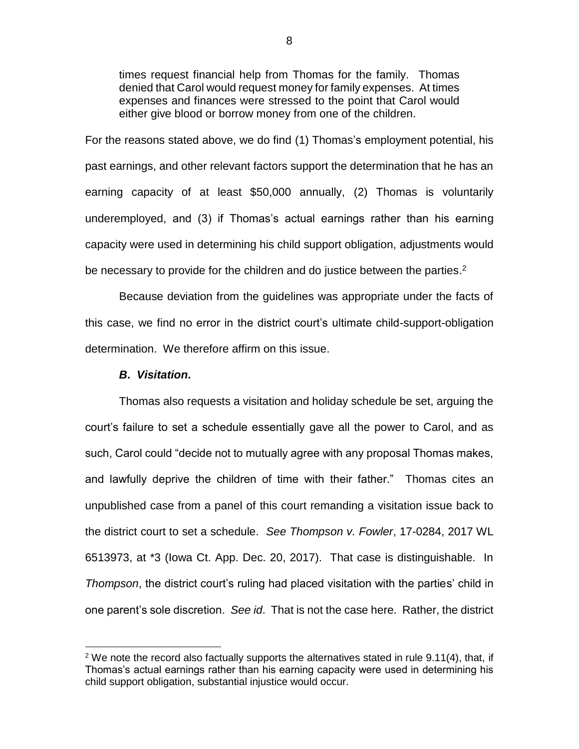> times request financial help from Thomas for the family. Thomas denied that Carol would request money for family expenses. At times expenses and finances were stressed to the point that Carol would either give blood or borrow money from one of the children.

For the reasons stated above, we do find (1) Thomas's employment potential, his past earnings, and other relevant factors support the determination that he has an earning capacity of at least $50,000 annually, (2) Thomas is voluntarily underemployed, and (3) if Thomas's actual earnings rather than his earning capacity were used in determining his child support obligation, adjustments would be necessary to provide for the children and do justice between the parties.[2]

Because deviation from the guidelines was appropriate under the facts of this case, we find no error in the district court's ultimate child-support-obligation determination. We therefore affirm on this issue.

### ***B. Visitation.***

Thomas also requests a visitation and holiday schedule be set, arguing the court's failure to set a schedule essentially gave all the power to Carol, and as such, Carol could "decide not to mutually agree with any proposal Thomas makes, and lawfully deprive the children of time with their father." Thomas cites an unpublished case from a panel of this court remanding a visitation issue back to the district court to set a schedule. *See Thompson v. Fowler*, 17-0284, 2017 WL 6513973, at *3 (Iowa Ct. App. Dec. 20, 2017). That case is distinguishable. In *Thompson*, the district court's ruling had placed visitation with the parties' child in one parent's sole discretion. *See id*. That is not the case here. Rather, the district

[2] We note the record also factually supports the alternatives stated in rule 9.11(4), that, if Thomas's actual earnings rather than his earning capacity were used in determining his child support obligation, substantial injustice would occur.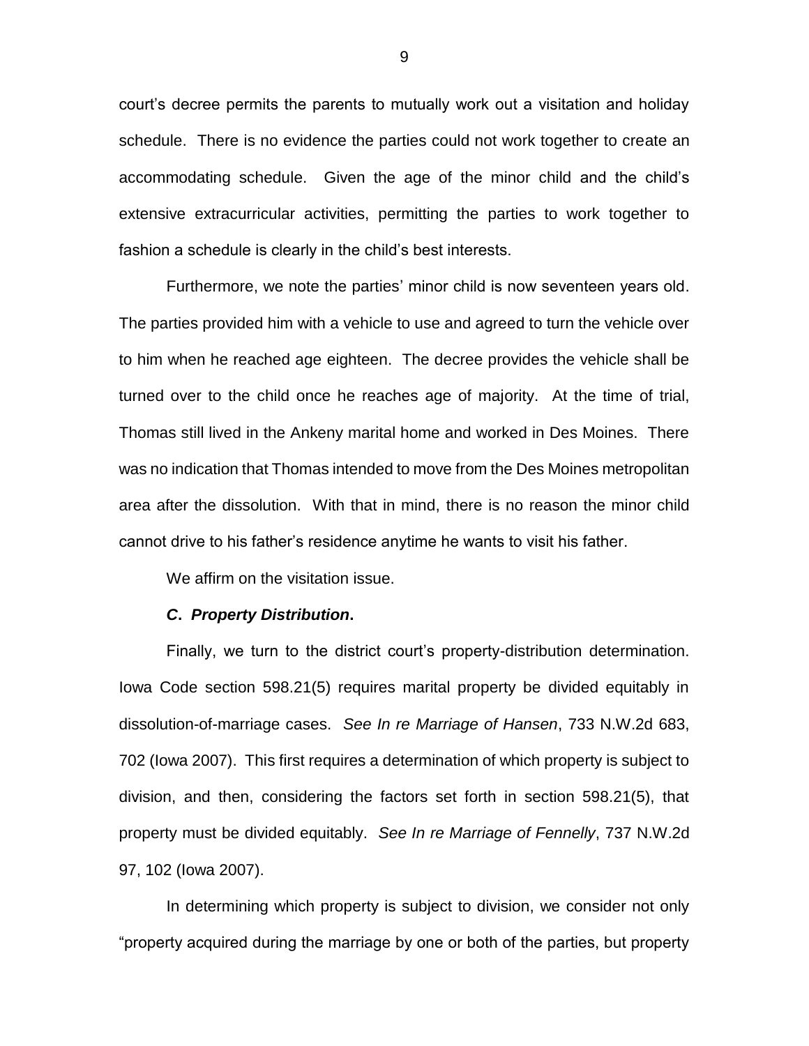court's decree permits the parents to mutually work out a visitation and holiday schedule. There is no evidence the parties could not work together to create an accommodating schedule. Given the age of the minor child and the child's extensive extracurricular activities, permitting the parties to work together to fashion a schedule is clearly in the child's best interests.

Furthermore, we note the parties' minor child is now seventeen years old. The parties provided him with a vehicle to use and agreed to turn the vehicle over to him when he reached age eighteen. The decree provides the vehicle shall be turned over to the child once he reaches age of majority. At the time of trial, Thomas still lived in the Ankeny marital home and worked in Des Moines. There was no indication that Thomas intended to move from the Des Moines metropolitan area after the dissolution. With that in mind, there is no reason the minor child cannot drive to his father's residence anytime he wants to visit his father.

We affirm on the visitation issue.

### *C. Property Distribution.*

Finally, we turn to the district court's property-distribution determination. Iowa Code section 598.21(5) requires marital property be divided equitably in dissolution-of-marriage cases. *See In re Marriage of Hansen*, 733 N.W.2d 683, 702 (Iowa 2007). This first requires a determination of which property is subject to division, and then, considering the factors set forth in section 598.21(5), that property must be divided equitably. *See In re Marriage of Fennelly*, 737 N.W.2d 97, 102 (Iowa 2007).

In determining which property is subject to division, we consider not only "property acquired during the marriage by one or both of the parties, but property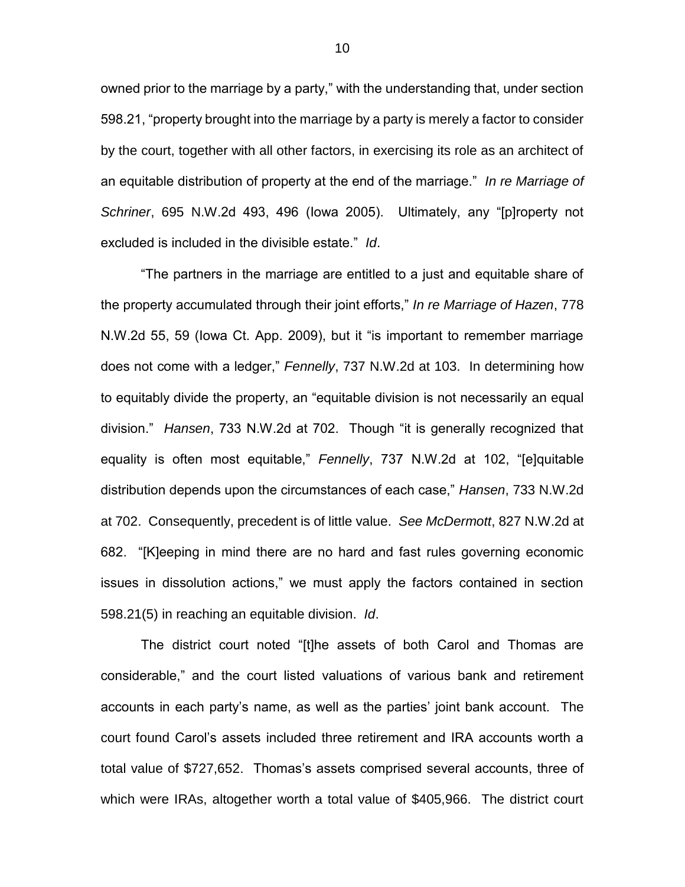owned prior to the marriage by a party," with the understanding that, under section 598.21, "property brought into the marriage by a party is merely a factor to consider by the court, together with all other factors, in exercising its role as an architect of an equitable distribution of property at the end of the marriage." *In re Marriage of Schriner*, 695 N.W.2d 493, 496 (Iowa 2005). Ultimately, any "[p]roperty not excluded is included in the divisible estate." *Id*.

"The partners in the marriage are entitled to a just and equitable share of the property accumulated through their joint efforts," *In re Marriage of Hazen*, 778 N.W.2d 55, 59 (Iowa Ct. App. 2009), but it "is important to remember marriage does not come with a ledger," *Fennelly*, 737 N.W.2d at 103. In determining how to equitably divide the property, an "equitable division is not necessarily an equal division." *Hansen*, 733 N.W.2d at 702. Though "it is generally recognized that equality is often most equitable," *Fennelly*, 737 N.W.2d at 102, "[e]quitable distribution depends upon the circumstances of each case," *Hansen*, 733 N.W.2d at 702. Consequently, precedent is of little value. *See McDermott*, 827 N.W.2d at 682. "[K]eeping in mind there are no hard and fast rules governing economic issues in dissolution actions," we must apply the factors contained in section 598.21(5) in reaching an equitable division. *Id*.

The district court noted "[t]he assets of both Carol and Thomas are considerable," and the court listed valuations of various bank and retirement accounts in each party's name, as well as the parties' joint bank account. The court found Carol's assets included three retirement and IRA accounts worth a total value of $727,652. Thomas's assets comprised several accounts, three of which were IRAs, altogether worth a total value of $405,966. The district court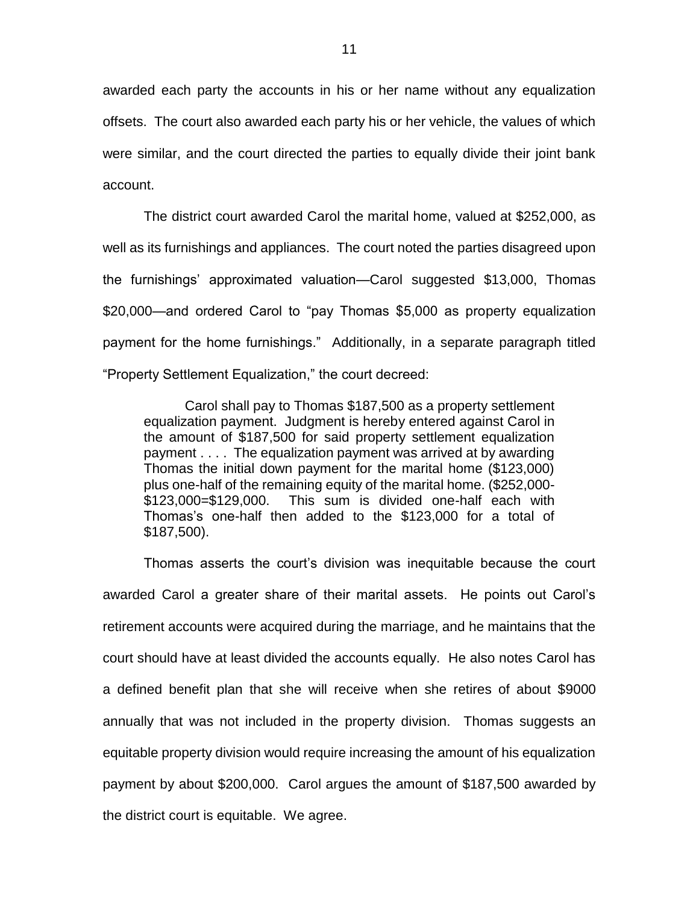awarded each party the accounts in his or her name without any equalization offsets. The court also awarded each party his or her vehicle, the values of which were similar, and the court directed the parties to equally divide their joint bank account.

The district court awarded Carol the marital home, valued at $252,000, as well as its furnishings and appliances. The court noted the parties disagreed upon the furnishings' approximated valuation—Carol suggested $13,000, Thomas $20,000—and ordered Carol to "pay Thomas $5,000 as property equalization payment for the home furnishings." Additionally, in a separate paragraph titled "Property Settlement Equalization," the court decreed:

> Carol shall pay to Thomas $187,500 as a property settlement equalization payment. Judgment is hereby entered against Carol in the amount of $187,500 for said property settlement equalization payment . . . . The equalization payment was arrived at by awarding Thomas the initial down payment for the marital home ($123,000) plus one-half of the remaining equity of the marital home. ($252,000-$123,000=$129,000. This sum is divided one-half each with Thomas's one-half then added to the $123,000 for a total of $187,500).

Thomas asserts the court's division was inequitable because the court awarded Carol a greater share of their marital assets. He points out Carol's retirement accounts were acquired during the marriage, and he maintains that the court should have at least divided the accounts equally. He also notes Carol has a defined benefit plan that she will receive when she retires of about $9000 annually that was not included in the property division. Thomas suggests an equitable property division would require increasing the amount of his equalization payment by about $200,000. Carol argues the amount of $187,500 awarded by the district court is equitable. We agree.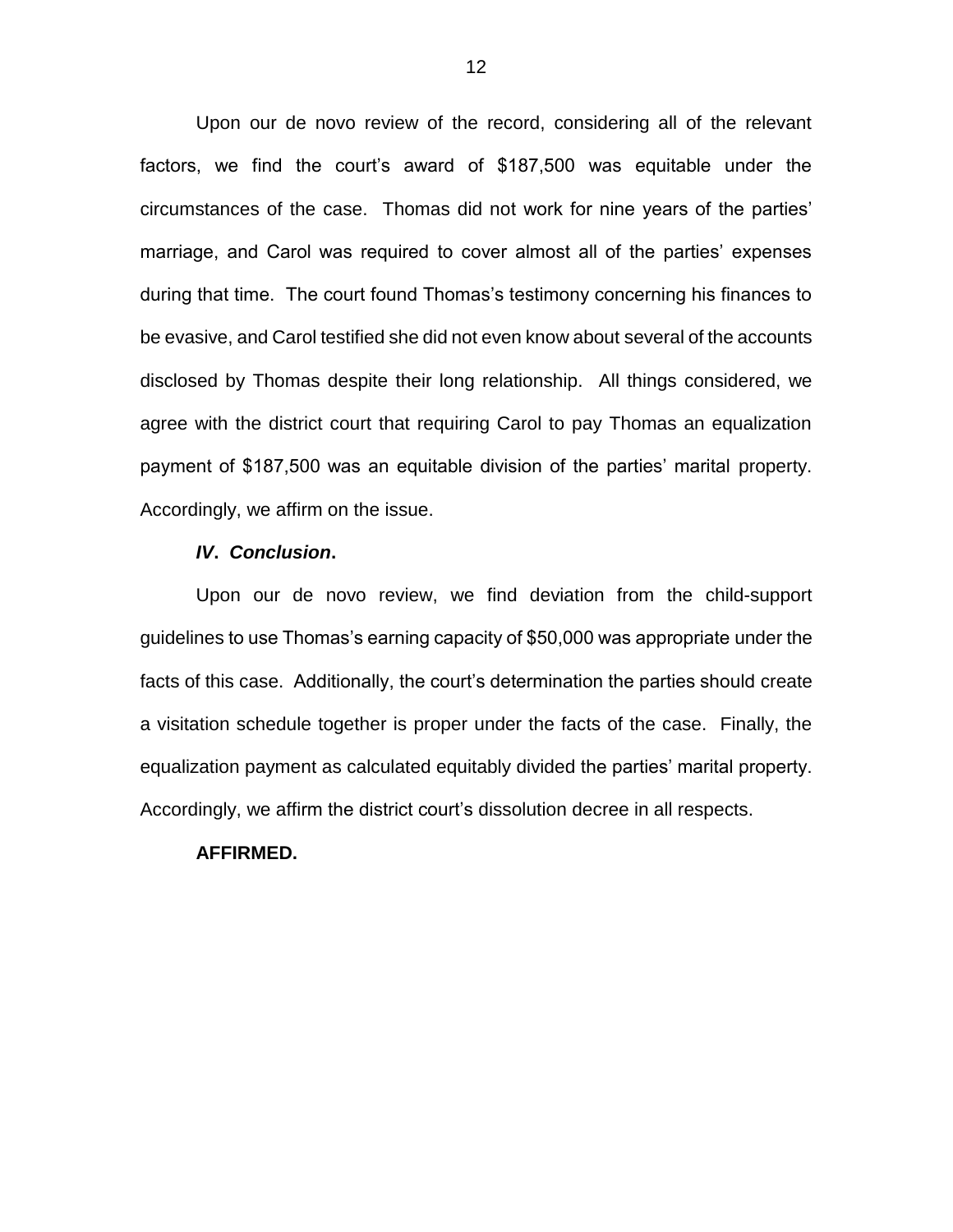Upon our de novo review of the record, considering all of the relevant factors, we find the court's award of $187,500 was equitable under the circumstances of the case. Thomas did not work for nine years of the parties' marriage, and Carol was required to cover almost all of the parties' expenses during that time. The court found Thomas's testimony concerning his finances to be evasive, and Carol testified she did not even know about several of the accounts disclosed by Thomas despite their long relationship. All things considered, we agree with the district court that requiring Carol to pay Thomas an equalization payment of $187,500 was an equitable division of the parties' marital property. Accordingly, we affirm on the issue.

***IV. Conclusion.***

Upon our de novo review, we find deviation from the child-support guidelines to use Thomas's earning capacity of $50,000 was appropriate under the facts of this case. Additionally, the court's determination the parties should create a visitation schedule together is proper under the facts of the case. Finally, the equalization payment as calculated equitably divided the parties' marital property. Accordingly, we affirm the district court's dissolution decree in all respects.

**AFFIRMED.**